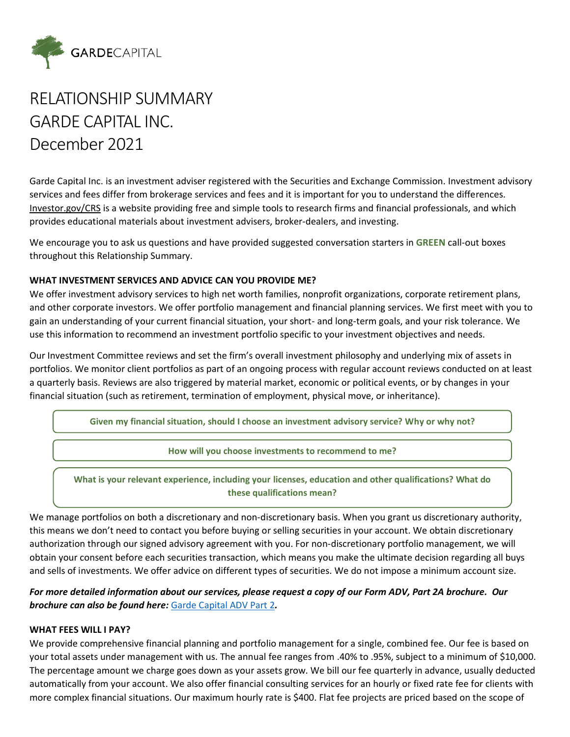# RELATIONSHIP SUMMARY
# GARDE CAPITAL INC.
# December 2021

Garde Capital Inc. is an investment adviser registered with the Securities and Exchange Commission. Investment advisory services and fees differ from brokerage services and fees and it is important for you to understand the differences. Investor.gov/CRS is a website providing free and simple tools to research firms and financial professionals, and which provides educational materials about investment advisers, broker-dealers, and investing.

We encourage you to ask us questions and have provided suggested conversation starters in **GREEN** call-out boxes throughout this Relationship Summary.

### WHAT INVESTMENT SERVICES AND ADVICE CAN YOU PROVIDE ME?

We offer investment advisory services to high net worth families, nonprofit organizations, corporate retirement plans, and other corporate investors. We offer portfolio management and financial planning services. We first meet with you to gain an understanding of your current financial situation, your short- and long-term goals, and your risk tolerance. We use this information to recommend an investment portfolio specific to your investment objectives and needs.

Our Investment Committee reviews and set the firm's overall investment philosophy and underlying mix of assets in portfolios. We monitor client portfolios as part of an ongoing process with regular account reviews conducted on at least a quarterly basis. Reviews are also triggered by material market, economic or political events, or by changes in your financial situation (such as retirement, termination of employment, physical move, or inheritance).

**Given my financial situation, should I choose an investment advisory service? Why or why not?**

**How will you choose investments to recommend to me?**

**What is your relevant experience, including your licenses, education and other qualifications? What do these qualifications mean?**

We manage portfolios on both a discretionary and non-discretionary basis. When you grant us discretionary authority, this means we don't need to contact you before buying or selling securities in your account. We obtain discretionary authorization through our signed advisory agreement with you. For non-discretionary portfolio management, we will obtain your consent before each securities transaction, which means you make the ultimate decision regarding all buys and sells of investments. We offer advice on different types of securities. We do not impose a minimum account size.

***For more detailed information about our services, please request a copy of our Form ADV, Part 2A brochure. Our brochure can also be found here:*** Garde Capital ADV Part 2***.***

### WHAT FEES WILL I PAY?

We provide comprehensive financial planning and portfolio management for a single, combined fee. Our fee is based on your total assets under management with us. The annual fee ranges from .40% to .95%, subject to a minimum of $10,000. The percentage amount we charge goes down as your assets grow. We bill our fee quarterly in advance, usually deducted automatically from your account. We also offer financial consulting services for an hourly or fixed rate fee for clients with more complex financial situations. Our maximum hourly rate is $400. Flat fee projects are priced based on the scope of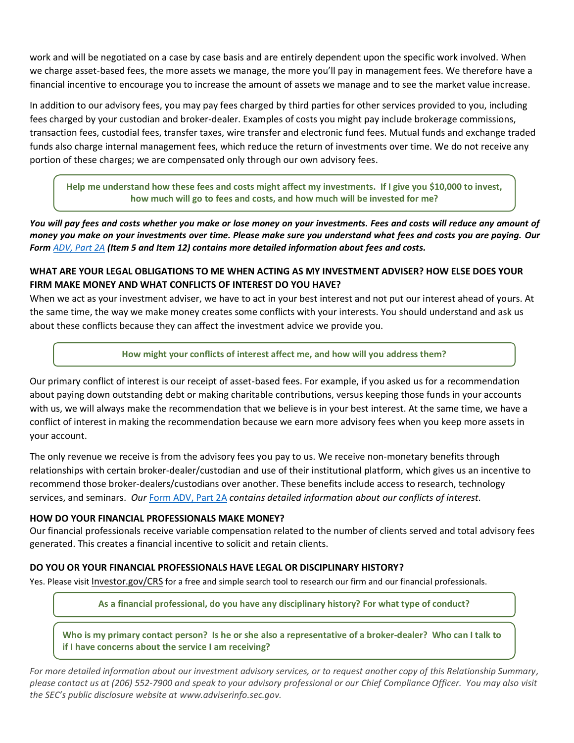work and will be negotiated on a case by case basis and are entirely dependent upon the specific work involved. When we charge asset-based fees, the more assets we manage, the more you'll pay in management fees. We therefore have a financial incentive to encourage you to increase the amount of assets we manage and to see the market value increase.

In addition to our advisory fees, you may pay fees charged by third parties for other services provided to you, including fees charged by your custodian and broker-dealer. Examples of costs you might pay include brokerage commissions, transaction fees, custodial fees, transfer taxes, wire transfer and electronic fund fees. Mutual funds and exchange traded funds also charge internal management fees, which reduce the return of investments over time. We do not receive any portion of these charges; we are compensated only through our own advisory fees.

> **Help me understand how these fees and costs might affect my investments. If I give you $10,000 to invest, how much will go to fees and costs, and how much will be invested for me?**

***You will pay fees and costs whether you make or lose money on your investments. Fees and costs will reduce any amount of money you make on your investments over time. Please make sure you understand what fees and costs you are paying. Our Form ADV, Part 2A (Item 5 and Item 12) contains more detailed information about fees and costs.***

**WHAT ARE YOUR LEGAL OBLIGATIONS TO ME WHEN ACTING AS MY INVESTMENT ADVISER? HOW ELSE DOES YOUR FIRM MAKE MONEY AND WHAT CONFLICTS OF INTEREST DO YOU HAVE?**

When we act as your investment adviser, we have to act in your best interest and not put our interest ahead of yours. At the same time, the way we make money creates some conflicts with your interests. You should understand and ask us about these conflicts because they can affect the investment advice we provide you.

> **How might your conflicts of interest affect me, and how will you address them?**

Our primary conflict of interest is our receipt of asset-based fees. For example, if you asked us for a recommendation about paying down outstanding debt or making charitable contributions, versus keeping those funds in your accounts with us, we will always make the recommendation that we believe is in your best interest. At the same time, we have a conflict of interest in making the recommendation because we earn more advisory fees when you keep more assets in your account.

The only revenue we receive is from the advisory fees you pay to us. We receive non-monetary benefits through relationships with certain broker-dealer/custodian and use of their institutional platform, which gives us an incentive to recommend those broker-dealers/custodians over another. These benefits include access to research, technology services, and seminars. *Our Form ADV, Part 2A contains detailed information about our conflicts of interest.*

**HOW DO YOUR FINANCIAL PROFESSIONALS MAKE MONEY?**

Our financial professionals receive variable compensation related to the number of clients served and total advisory fees generated. This creates a financial incentive to solicit and retain clients.

**DO YOU OR YOUR FINANCIAL PROFESSIONALS HAVE LEGAL OR DISCIPLINARY HISTORY?**

Yes. Please visit Investor.gov/CRS for a free and simple search tool to research our firm and our financial professionals.

> **As a financial professional, do you have any disciplinary history? For what type of conduct?**

> **Who is my primary contact person? Is he or she also a representative of a broker-dealer? Who can I talk to if I have concerns about the service I am receiving?**

*For more detailed information about our investment advisory services, or to request another copy of this Relationship Summary, please contact us at (206) 552-7900 and speak to your advisory professional or our Chief Compliance Officer. You may also visit the SEC's public disclosure website at www.adviserinfo.sec.gov.*